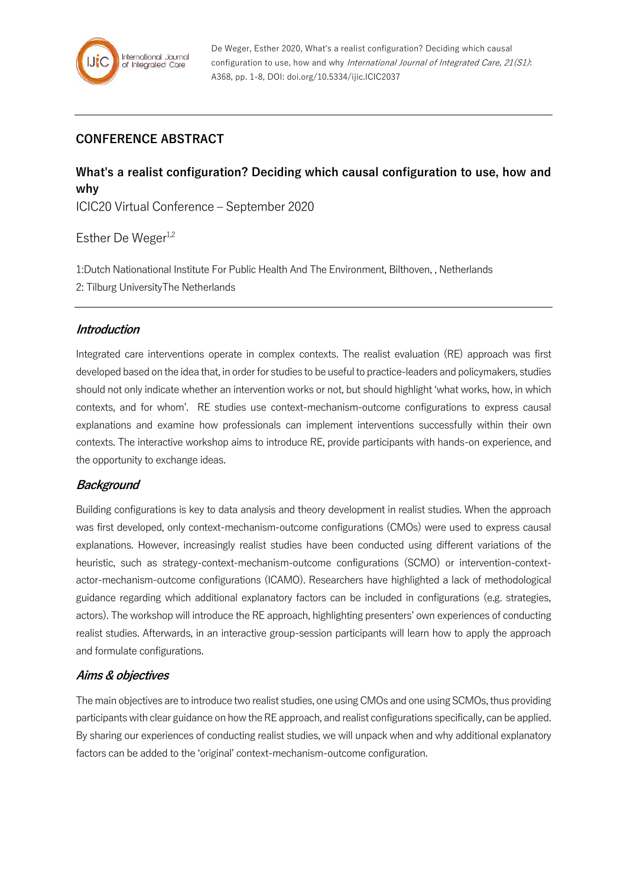De Weger, Esther 2020, What's a realist configuration? Deciding which causal configuration to use, how and why *International Journal of Integrated Care, 21(S1)*: A368, pp. 1-8, DOI: doi.org/10.5334/ijic.ICIC2037

## CONFERENCE ABSTRACT

# What's a realist configuration? Deciding which causal configuration to use, how and why

ICIC20 Virtual Conference – September 2020

Esther De Weger[1,2]

1:Dutch National Institute For Public Health And The Environment, Bilthoven, , Netherlands

2: Tilburg UniversityThe Netherlands

### *Introduction*

Integrated care interventions operate in complex contexts. The realist evaluation (RE) approach was first developed based on the idea that, in order for studies to be useful to practice-leaders and policymakers, studies should not only indicate whether an intervention works or not, but should highlight 'what works, how, in which contexts, and for whom'. RE studies use context-mechanism-outcome configurations to express causal explanations and examine how professionals can implement interventions successfully within their own contexts. The interactive workshop aims to introduce RE, provide participants with hands-on experience, and the opportunity to exchange ideas.

### *Background*

Building configurations is key to data analysis and theory development in realist studies. When the approach was first developed, only context-mechanism-outcome configurations (CMOs) were used to express causal explanations. However, increasingly realist studies have been conducted using different variations of the heuristic, such as strategy-context-mechanism-outcome configurations (SCMO) or intervention-context-actor-mechanism-outcome configurations (ICAMO). Researchers have highlighted a lack of methodological guidance regarding which additional explanatory factors can be included in configurations (e.g. strategies, actors). The workshop will introduce the RE approach, highlighting presenters' own experiences of conducting realist studies. Afterwards, in an interactive group-session participants will learn how to apply the approach and formulate configurations.

### *Aims & objectives*

The main objectives are to introduce two realist studies, one using CMOs and one using SCMOs, thus providing participants with clear guidance on how the RE approach, and realist configurations specifically, can be applied. By sharing our experiences of conducting realist studies, we will unpack when and why additional explanatory factors can be added to the 'original' context-mechanism-outcome configuration.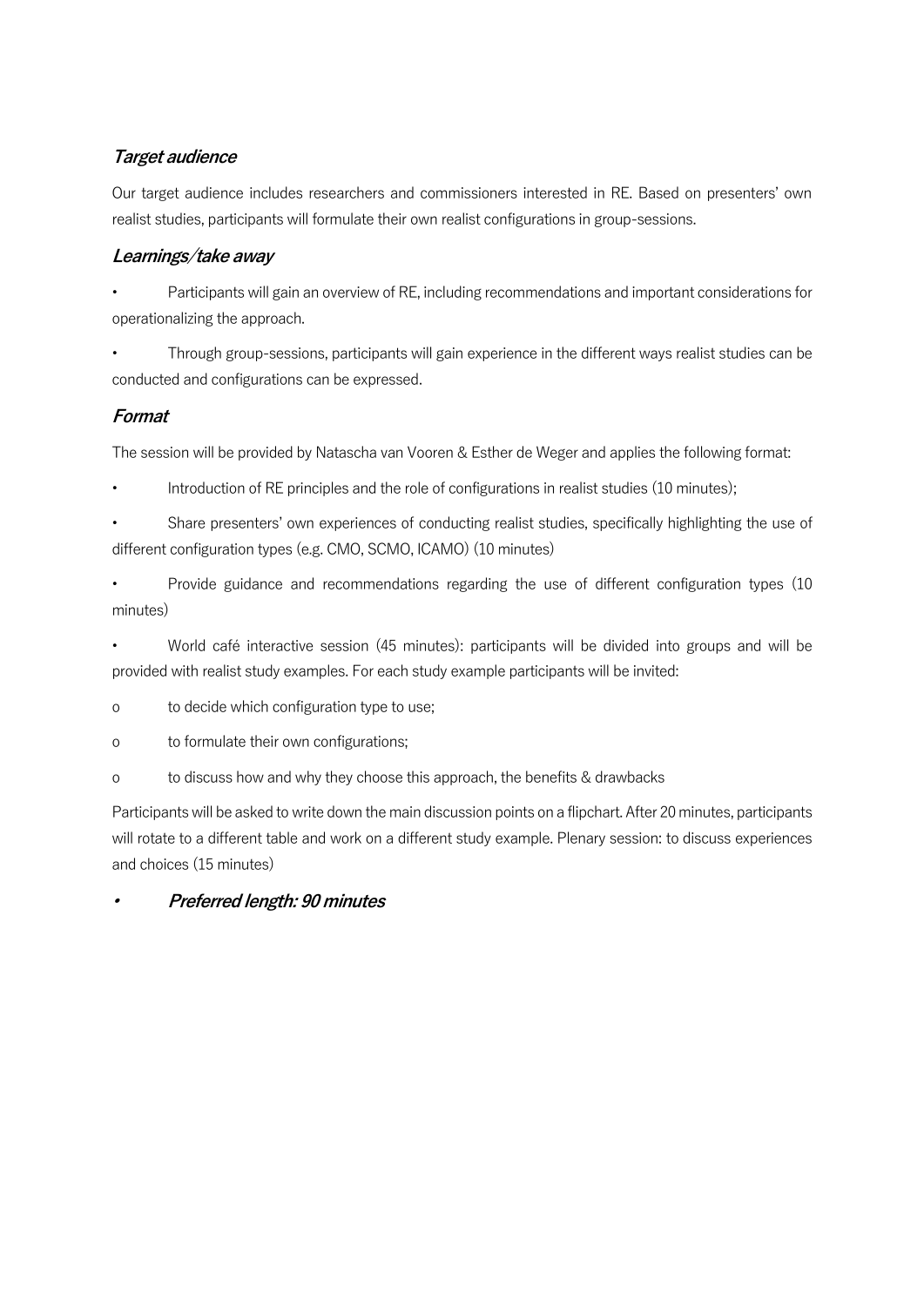### *Target audience*

Our target audience includes researchers and commissioners interested in RE. Based on presenters' own realist studies, participants will formulate their own realist configurations in group-sessions.

### *Learnings/take away*

- Participants will gain an overview of RE, including recommendations and important considerations for operationalizing the approach.
- Through group-sessions, participants will gain experience in the different ways realist studies can be conducted and configurations can be expressed.

### *Format*

The session will be provided by Natascha van Vooren & Esther de Weger and applies the following format:

- Introduction of RE principles and the role of configurations in realist studies (10 minutes);
- Share presenters' own experiences of conducting realist studies, specifically highlighting the use of different configuration types (e.g. CMO, SCMO, ICAMO) (10 minutes)
- Provide guidance and recommendations regarding the use of different configuration types (10 minutes)
- World café interactive session (45 minutes): participants will be divided into groups and will be provided with realist study examples. For each study example participants will be invited:
  - to decide which configuration type to use;
  - to formulate their own configurations;
  - to discuss how and why they choose this approach, the benefits & drawbacks

Participants will be asked to write down the main discussion points on a flipchart. After 20 minutes, participants will rotate to a different table and work on a different study example. Plenary session: to discuss experiences and choices (15 minutes)

- ***Preferred length: 90 minutes***